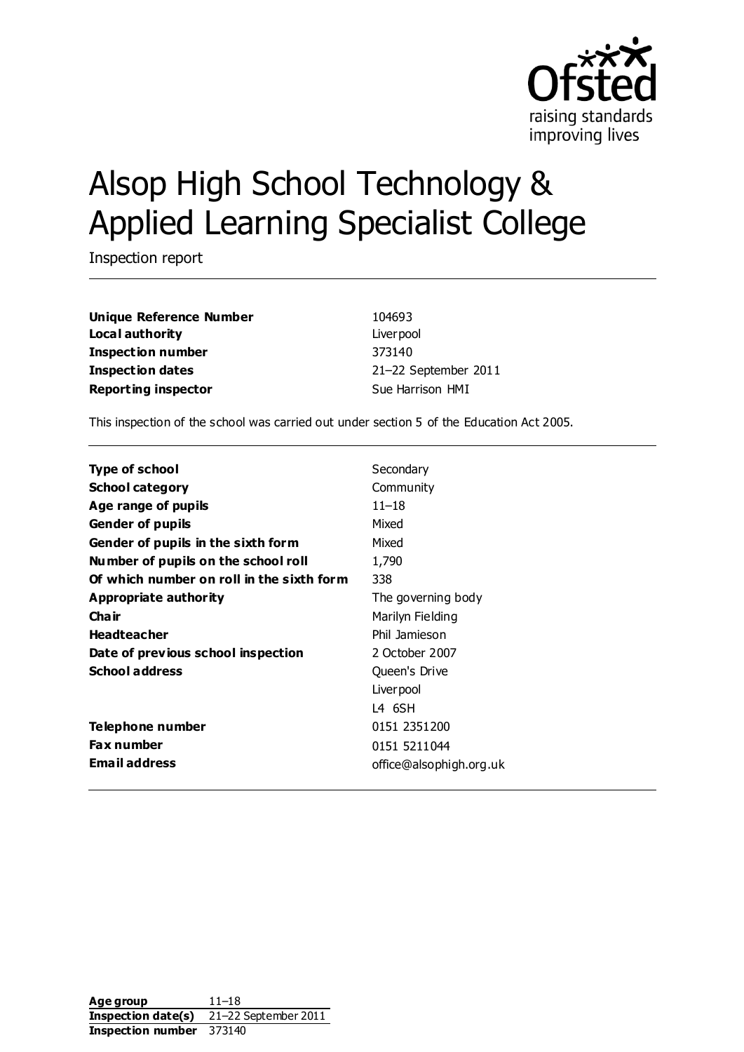# Alsop High School Technology & Applied Learning Specialist College

Inspection report

| | |
|---|---|
| **Unique Reference Number** | 104693 |
| **Local authority** | Liverpool |
| **Inspection number** | 373140 |
| **Inspection dates** | 21–22 September 2011 |
| **Reporting inspector** | Sue Harrison HMI |

This inspection of the school was carried out under section 5 of the Education Act 2005.

| | |
|---|---|
| **Type of school** | Secondary |
| **School category** | Community |
| **Age range of pupils** | 11–18 |
| **Gender of pupils** | Mixed |
| **Gender of pupils in the sixth form** | Mixed |
| **Number of pupils on the school roll** | 1,790 |
| **Of which number on roll in the sixth form** | 338 |
| **Appropriate authority** | The governing body |
| **Chair** | Marilyn Fielding |
| **Headteacher** | Phil Jamieson |
| **Date of previous school inspection** | 2 October 2007 |
| **School address** | Queen's Drive<br>Liverpool<br>L4 6SH |
| **Telephone number** | 0151 2351200 |
| **Fax number** | 0151 5211044 |
| **Email address** | office@alsophigh.org.uk |

| | |
|---|---|
| **Age group** | 11–18 |
| **Inspection date(s)** | 21–22 September 2011 |
| **Inspection number** | 373140 |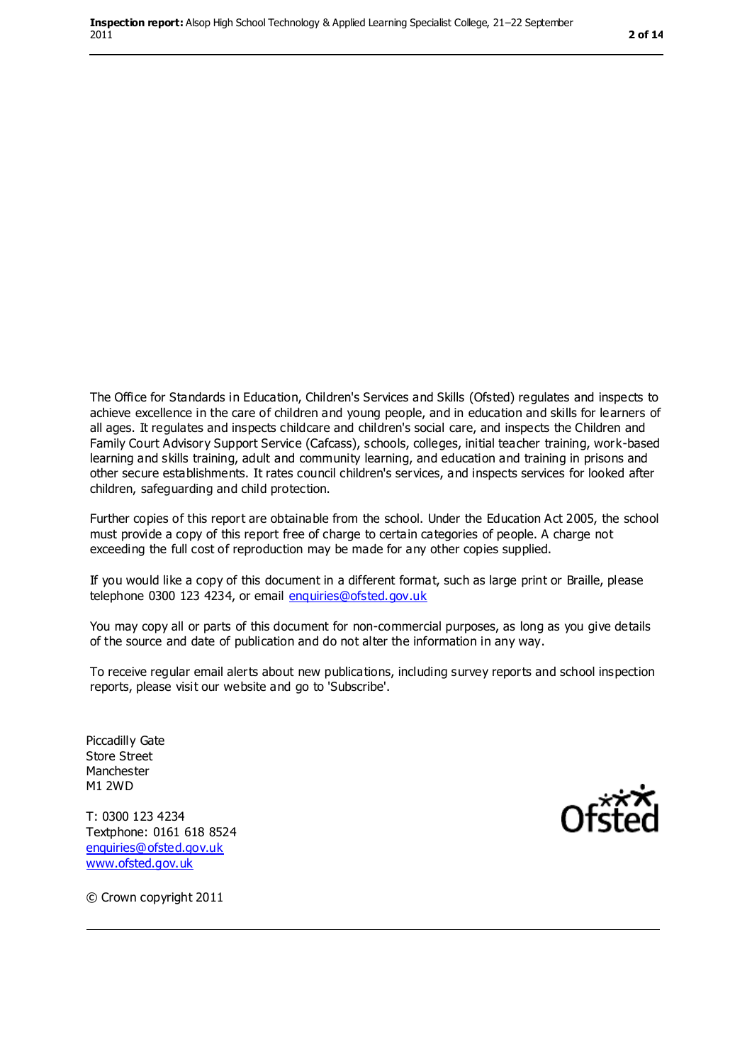The Office for Standards in Education, Children's Services and Skills (Ofsted) regulates and inspects to achieve excellence in the care of children and young people, and in education and skills for learners of all ages. It regulates and inspects childcare and children's social care, and inspects the Children and Family Court Advisory Support Service (Cafcass), schools, colleges, initial teacher training, work-based learning and skills training, adult and community learning, and education and training in prisons and other secure establishments. It rates council children's services, and inspects services for looked after children, safeguarding and child protection.

Further copies of this report are obtainable from the school. Under the Education Act 2005, the school must provide a copy of this report free of charge to certain categories of people. A charge not exceeding the full cost of reproduction may be made for any other copies supplied.

If you would like a copy of this document in a different format, such as large print or Braille, please telephone 0300 123 4234, or email enquiries@ofsted.gov.uk

You may copy all or parts of this document for non-commercial purposes, as long as you give details of the source and date of publication and do not alter the information in any way.

To receive regular email alerts about new publications, including survey reports and school inspection reports, please visit our website and go to 'Subscribe'.

Piccadilly Gate
Store Street
Manchester
M1 2WD

T: 0300 123 4234
Textphone: 0161 618 8524
enquiries@ofsted.gov.uk
www.ofsted.gov.uk

© Crown copyright 2011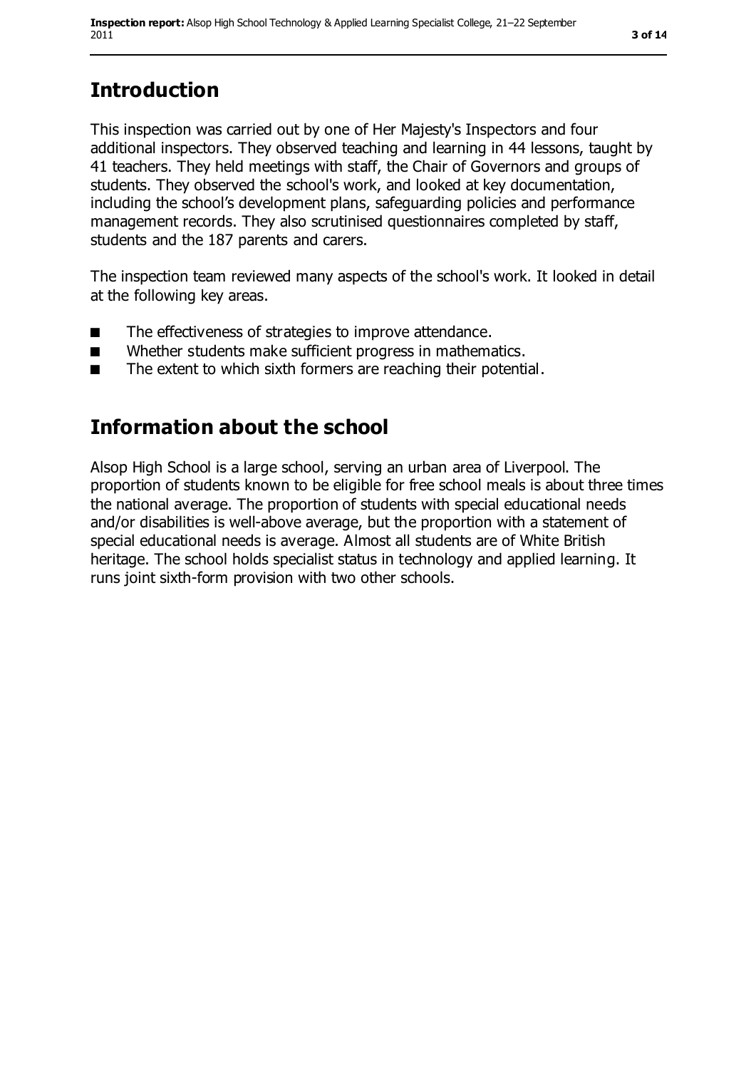# Introduction

This inspection was carried out by one of Her Majesty's Inspectors and four additional inspectors. They observed teaching and learning in 44 lessons, taught by 41 teachers. They held meetings with staff, the Chair of Governors and groups of students. They observed the school's work, and looked at key documentation, including the school's development plans, safeguarding policies and performance management records. They also scrutinised questionnaires completed by staff, students and the 187 parents and carers.

The inspection team reviewed many aspects of the school's work. It looked in detail at the following key areas.

- The effectiveness of strategies to improve attendance.
- Whether students make sufficient progress in mathematics.
- The extent to which sixth formers are reaching their potential.

# Information about the school

Alsop High School is a large school, serving an urban area of Liverpool. The proportion of students known to be eligible for free school meals is about three times the national average. The proportion of students with special educational needs and/or disabilities is well-above average, but the proportion with a statement of special educational needs is average. Almost all students are of White British heritage. The school holds specialist status in technology and applied learning. It runs joint sixth-form provision with two other schools.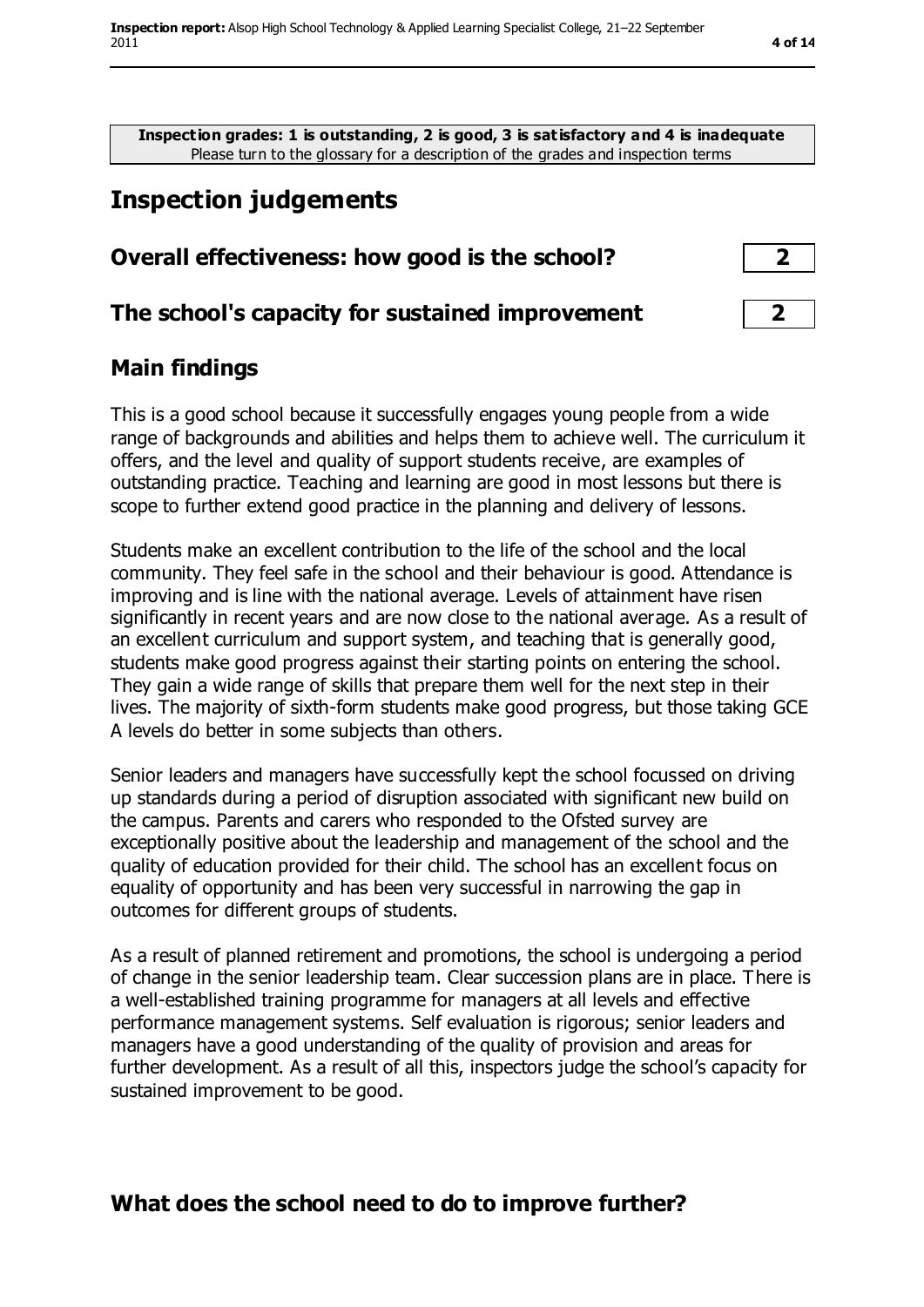**Inspection grades: 1 is outstanding, 2 is good, 3 is satisfactory and 4 is inadequate**
Please turn to the glossary for a description of the grades and inspection terms

# Inspection judgements

| Overall effectiveness: how good is the school? | 2 |
|---|---|
| **The school's capacity for sustained improvement** | **2** |

## Main findings

This is a good school because it successfully engages young people from a wide range of backgrounds and abilities and helps them to achieve well. The curriculum it offers, and the level and quality of support students receive, are examples of outstanding practice. Teaching and learning are good in most lessons but there is scope to further extend good practice in the planning and delivery of lessons.

Students make an excellent contribution to the life of the school and the local community. They feel safe in the school and their behaviour is good. Attendance is improving and is line with the national average. Levels of attainment have risen significantly in recent years and are now close to the national average. As a result of an excellent curriculum and support system, and teaching that is generally good, students make good progress against their starting points on entering the school. They gain a wide range of skills that prepare them well for the next step in their lives. The majority of sixth-form students make good progress, but those taking GCE A levels do better in some subjects than others.

Senior leaders and managers have successfully kept the school focussed on driving up standards during a period of disruption associated with significant new build on the campus. Parents and carers who responded to the Ofsted survey are exceptionally positive about the leadership and management of the school and the quality of education provided for their child. The school has an excellent focus on equality of opportunity and has been very successful in narrowing the gap in outcomes for different groups of students.

As a result of planned retirement and promotions, the school is undergoing a period of change in the senior leadership team. Clear succession plans are in place. There is a well-established training programme for managers at all levels and effective performance management systems. Self evaluation is rigorous; senior leaders and managers have a good understanding of the quality of provision and areas for further development. As a result of all this, inspectors judge the school's capacity for sustained improvement to be good.

## What does the school need to do to improve further?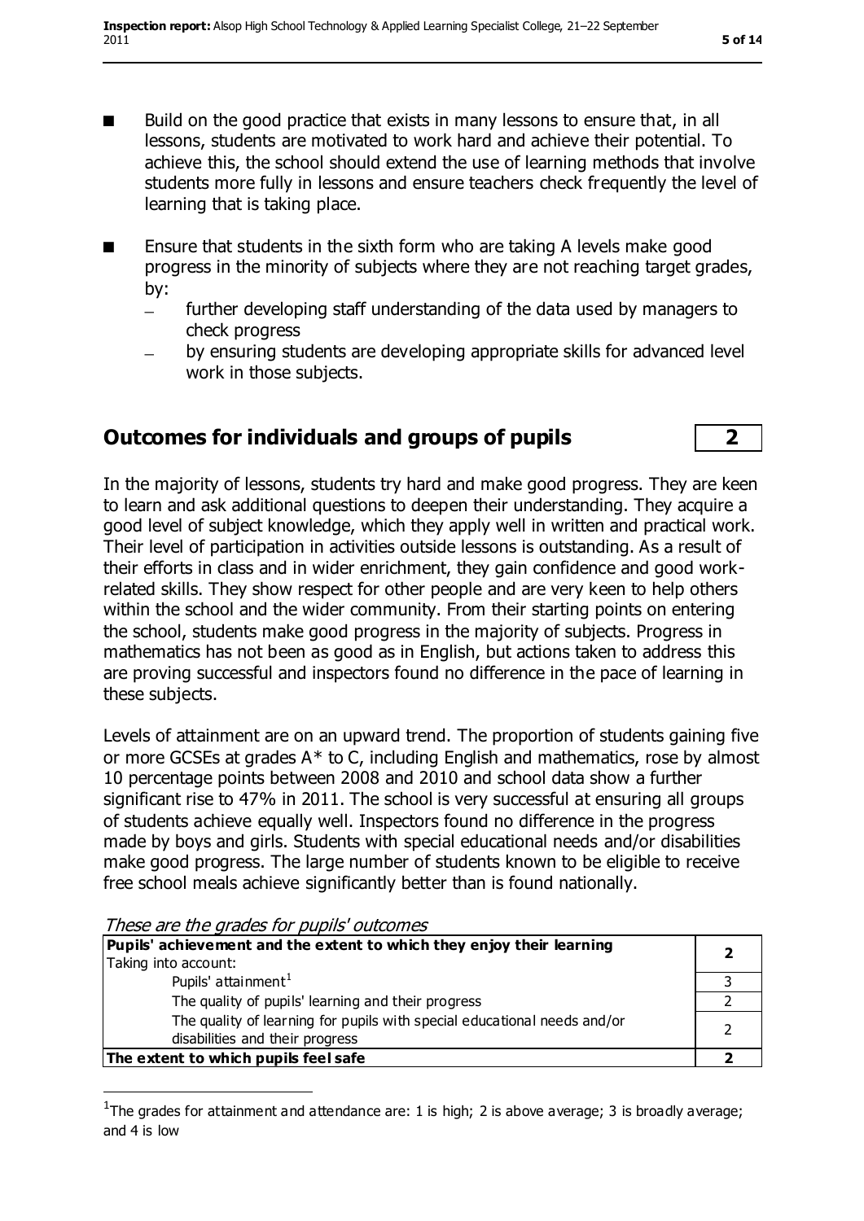- Build on the good practice that exists in many lessons to ensure that, in all lessons, students are motivated to work hard and achieve their potential. To achieve this, the school should extend the use of learning methods that involve students more fully in lessons and ensure teachers check frequently the level of learning that is taking place.
- Ensure that students in the sixth form who are taking A levels make good progress in the minority of subjects where they are not reaching target grades, by:
  - further developing staff understanding of the data used by managers to check progress
  - by ensuring students are developing appropriate skills for advanced level work in those subjects.

## Outcomes for individuals and groups of pupils **2**

In the majority of lessons, students try hard and make good progress. They are keen to learn and ask additional questions to deepen their understanding. They acquire a good level of subject knowledge, which they apply well in written and practical work. Their level of participation in activities outside lessons is outstanding. As a result of their efforts in class and in wider enrichment, they gain confidence and good work-related skills. They show respect for other people and are very keen to help others within the school and the wider community. From their starting points on entering the school, students make good progress in the majority of subjects. Progress in mathematics has not been as good as in English, but actions taken to address this are proving successful and inspectors found no difference in the pace of learning in these subjects.

Levels of attainment are on an upward trend. The proportion of students gaining five or more GCSEs at grades A* to C, including English and mathematics, rose by almost 10 percentage points between 2008 and 2010 and school data show a further significant rise to 47% in 2011. The school is very successful at ensuring all groups of students achieve equally well. Inspectors found no difference in the progress made by boys and girls. Students with special educational needs and/or disabilities make good progress. The large number of students known to be eligible to receive free school meals achieve significantly better than is found nationally.

*These are the grades for pupils' outcomes*

| | |
|---|---|
| **Pupils' achievement and the extent to which they enjoy their learning**<br>Taking into account: | **2** |
| Pupils' attainment[1] | 3 |
| The quality of pupils' learning and their progress | 2 |
| The quality of learning for pupils with special educational needs and/or disabilities and their progress | 2 |
| **The extent to which pupils feel safe** | **2** |

[1] The grades for attainment and attendance are: 1 is high; 2 is above average; 3 is broadly average; and 4 is low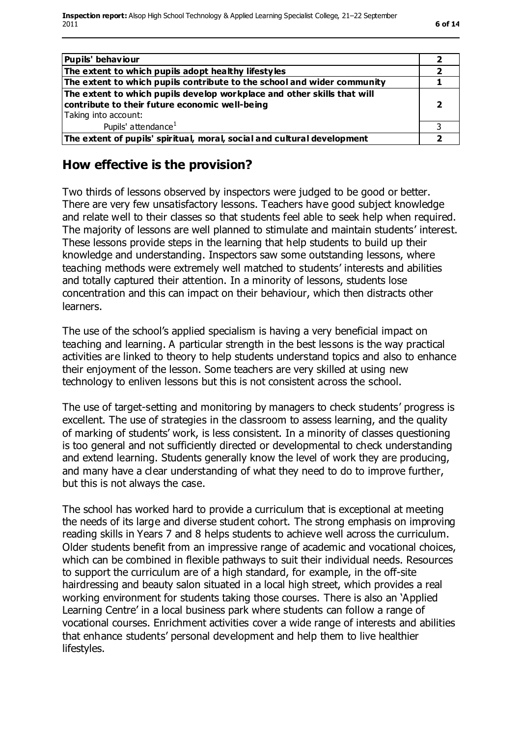| | |
|---|---|
| **Pupils' behaviour** | **2** |
| **The extent to which pupils adopt healthy lifestyles** | **2** |
| **The extent to which pupils contribute to the school and wider community** | **1** |
| **The extent to which pupils develop workplace and other skills that will contribute to their future economic well-being**<br>Taking into account: | **2** |
| Pupils' attendance[1] | 3 |
| **The extent of pupils' spiritual, moral, social and cultural development** | **2** |

## How effective is the provision?

Two thirds of lessons observed by inspectors were judged to be good or better. There are very few unsatisfactory lessons. Teachers have good subject knowledge and relate well to their classes so that students feel able to seek help when required. The majority of lessons are well planned to stimulate and maintain students' interest. These lessons provide steps in the learning that help students to build up their knowledge and understanding. Inspectors saw some outstanding lessons, where teaching methods were extremely well matched to students' interests and abilities and totally captured their attention. In a minority of lessons, students lose concentration and this can impact on their behaviour, which then distracts other learners.

The use of the school's applied specialism is having a very beneficial impact on teaching and learning. A particular strength in the best lessons is the way practical activities are linked to theory to help students understand topics and also to enhance their enjoyment of the lesson. Some teachers are very skilled at using new technology to enliven lessons but this is not consistent across the school.

The use of target-setting and monitoring by managers to check students' progress is excellent. The use of strategies in the classroom to assess learning, and the quality of marking of students' work, is less consistent. In a minority of classes questioning is too general and not sufficiently directed or developmental to check understanding and extend learning. Students generally know the level of work they are producing, and many have a clear understanding of what they need to do to improve further, but this is not always the case.

The school has worked hard to provide a curriculum that is exceptional at meeting the needs of its large and diverse student cohort. The strong emphasis on improving reading skills in Years 7 and 8 helps students to achieve well across the curriculum. Older students benefit from an impressive range of academic and vocational choices, which can be combined in flexible pathways to suit their individual needs. Resources to support the curriculum are of a high standard, for example, in the off-site hairdressing and beauty salon situated in a local high street, which provides a real working environment for students taking those courses. There is also an 'Applied Learning Centre' in a local business park where students can follow a range of vocational courses. Enrichment activities cover a wide range of interests and abilities that enhance students' personal development and help them to live healthier lifestyles.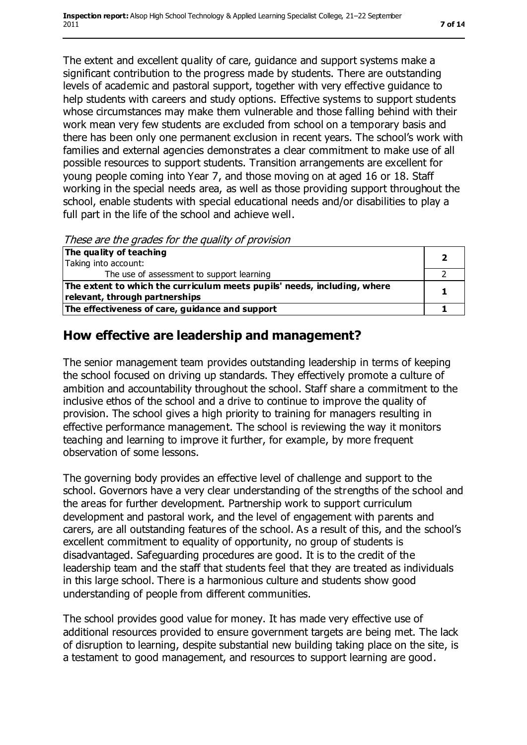The extent and excellent quality of care, guidance and support systems make a significant contribution to the progress made by students. There are outstanding levels of academic and pastoral support, together with very effective guidance to help students with careers and study options. Effective systems to support students whose circumstances may make them vulnerable and those falling behind with their work mean very few students are excluded from school on a temporary basis and there has been only one permanent exclusion in recent years. The school's work with families and external agencies demonstrates a clear commitment to make use of all possible resources to support students. Transition arrangements are excellent for young people coming into Year 7, and those moving on at aged 16 or 18. Staff working in the special needs area, as well as those providing support throughout the school, enable students with special educational needs and/or disabilities to play a full part in the life of the school and achieve well.

*These are the grades for the quality of provision*

| | |
|---|---|
| **The quality of teaching**<br>Taking into account: | **2** |
| The use of assessment to support learning | 2 |
| **The extent to which the curriculum meets pupils' needs, including, where relevant, through partnerships** | **1** |
| **The effectiveness of care, guidance and support** | **1** |

## How effective are leadership and management?

The senior management team provides outstanding leadership in terms of keeping the school focused on driving up standards. They effectively promote a culture of ambition and accountability throughout the school. Staff share a commitment to the inclusive ethos of the school and a drive to continue to improve the quality of provision. The school gives a high priority to training for managers resulting in effective performance management. The school is reviewing the way it monitors teaching and learning to improve it further, for example, by more frequent observation of some lessons.

The governing body provides an effective level of challenge and support to the school. Governors have a very clear understanding of the strengths of the school and the areas for further development. Partnership work to support curriculum development and pastoral work, and the level of engagement with parents and carers, are all outstanding features of the school. As a result of this, and the school's excellent commitment to equality of opportunity, no group of students is disadvantaged. Safeguarding procedures are good. It is to the credit of the leadership team and the staff that students feel that they are treated as individuals in this large school. There is a harmonious culture and students show good understanding of people from different communities.

The school provides good value for money. It has made very effective use of additional resources provided to ensure government targets are being met. The lack of disruption to learning, despite substantial new building taking place on the site, is a testament to good management, and resources to support learning are good.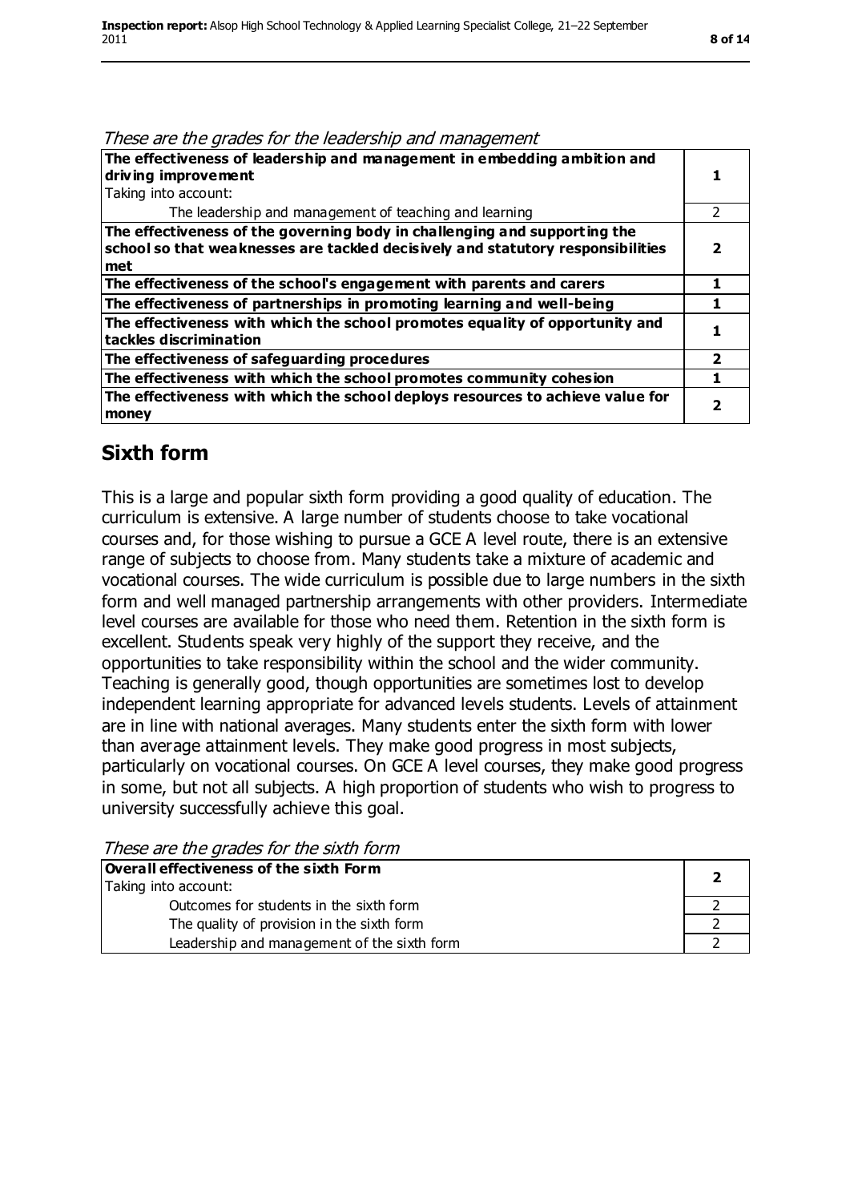*These are the grades for the leadership and management*

| | |
|---|---|
| **The effectiveness of leadership and management in embedding ambition and driving improvement**<br>Taking into account: | **1** |
| The leadership and management of teaching and learning | 2 |
| **The effectiveness of the governing body in challenging and supporting the school so that weaknesses are tackled decisively and statutory responsibilities met** | **2** |
| **The effectiveness of the school's engagement with parents and carers** | **1** |
| **The effectiveness of partnerships in promoting learning and well-being** | **1** |
| **The effectiveness with which the school promotes equality of opportunity and tackles discrimination** | **1** |
| **The effectiveness of safeguarding procedures** | **2** |
| **The effectiveness with which the school promotes community cohesion** | **1** |
| **The effectiveness with which the school deploys resources to achieve value for money** | **2** |

## Sixth form

This is a large and popular sixth form providing a good quality of education. The curriculum is extensive. A large number of students choose to take vocational courses and, for those wishing to pursue a GCE A level route, there is an extensive range of subjects to choose from. Many students take a mixture of academic and vocational courses. The wide curriculum is possible due to large numbers in the sixth form and well managed partnership arrangements with other providers. Intermediate level courses are available for those who need them. Retention in the sixth form is excellent. Students speak very highly of the support they receive, and the opportunities to take responsibility within the school and the wider community. Teaching is generally good, though opportunities are sometimes lost to develop independent learning appropriate for advanced levels students. Levels of attainment are in line with national averages. Many students enter the sixth form with lower than average attainment levels. They make good progress in most subjects, particularly on vocational courses. On GCE A level courses, they make good progress in some, but not all subjects. A high proportion of students who wish to progress to university successfully achieve this goal.

*These are the grades for the sixth form*

| | |
|---|---|
| **Overall effectiveness of the sixth Form**<br>Taking into account: | **2** |
| Outcomes for students in the sixth form | 2 |
| The quality of provision in the sixth form | 2 |
| Leadership and management of the sixth form | 2 |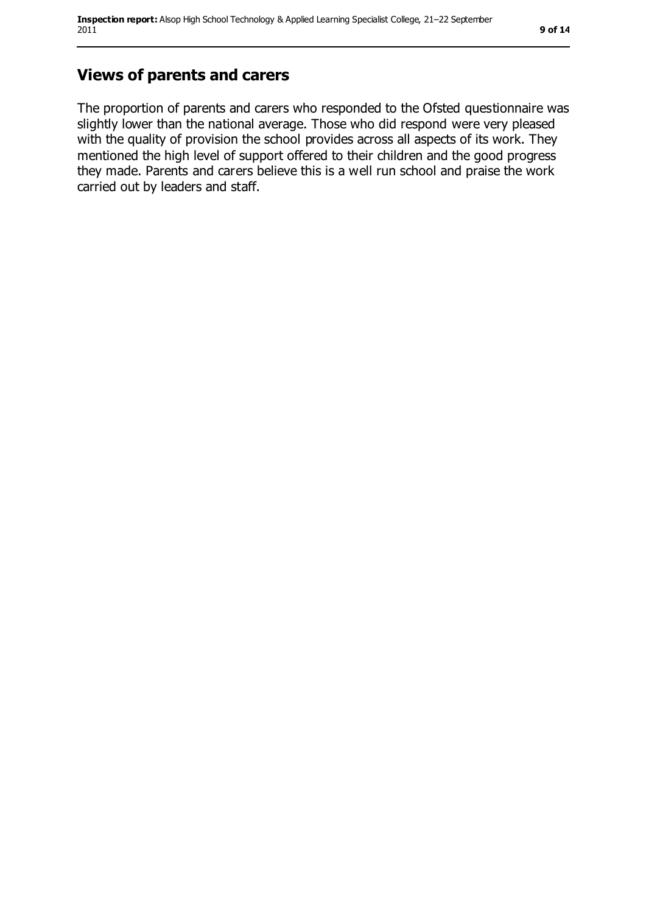## Views of parents and carers

The proportion of parents and carers who responded to the Ofsted questionnaire was slightly lower than the national average. Those who did respond were very pleased with the quality of provision the school provides across all aspects of its work. They mentioned the high level of support offered to their children and the good progress they made. Parents and carers believe this is a well run school and praise the work carried out by leaders and staff.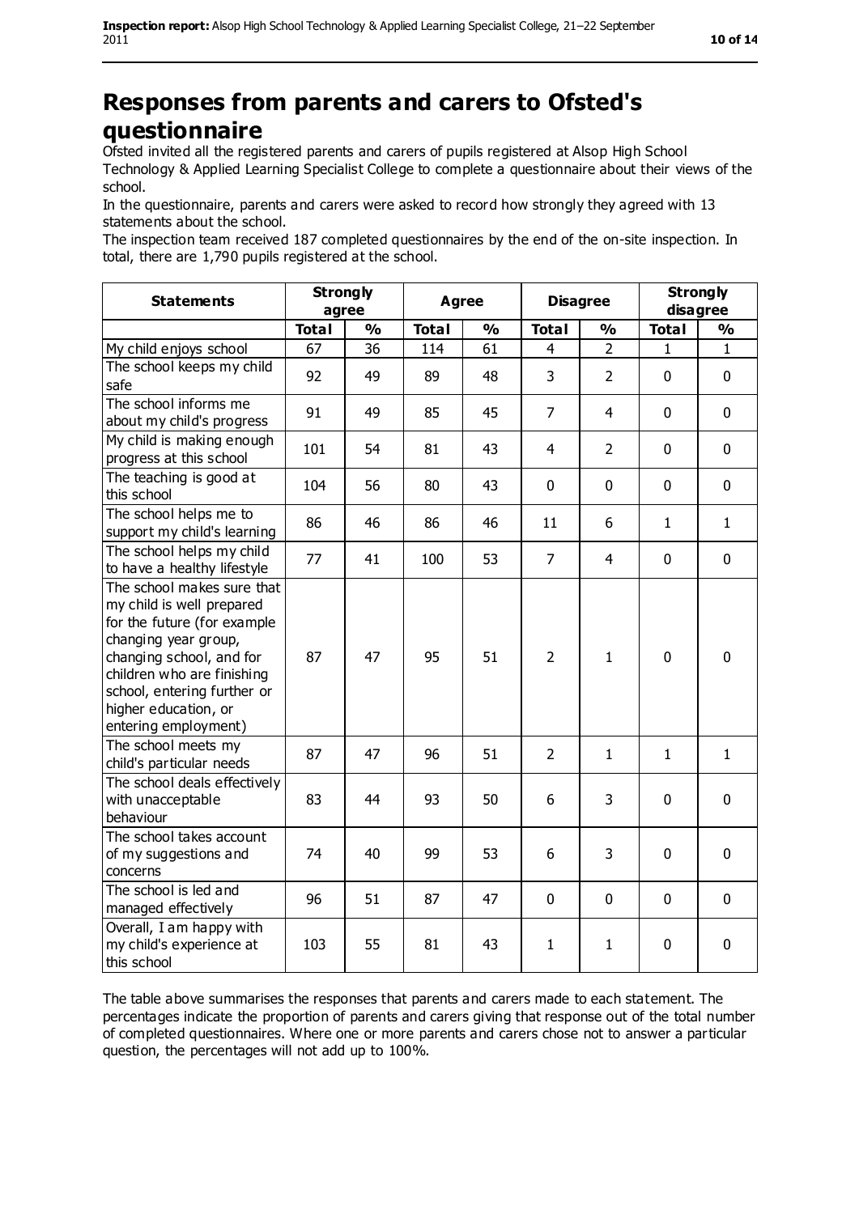# Responses from parents and carers to Ofsted's questionnaire

Ofsted invited all the registered parents and carers of pupils registered at Alsop High School Technology & Applied Learning Specialist College to complete a questionnaire about their views of the school.

In the questionnaire, parents and carers were asked to record how strongly they agreed with 13 statements about the school.

The inspection team received 187 completed questionnaires by the end of the on-site inspection. In total, there are 1,790 pupils registered at the school.

| Statements | Strongly agree | | Agree | | Disagree | | Strongly disagree | |
|---|---|---|---|---|---|---|---|---|
| | Total | % | Total | % | Total | % | Total | % |
| My child enjoys school | 67 | 36 | 114 | 61 | 4 | 2 | 1 | 1 |
| The school keeps my child safe | 92 | 49 | 89 | 48 | 3 | 2 | 0 | 0 |
| The school informs me about my child's progress | 91 | 49 | 85 | 45 | 7 | 4 | 0 | 0 |
| My child is making enough progress at this school | 101 | 54 | 81 | 43 | 4 | 2 | 0 | 0 |
| The teaching is good at this school | 104 | 56 | 80 | 43 | 0 | 0 | 0 | 0 |
| The school helps me to support my child's learning | 86 | 46 | 86 | 46 | 11 | 6 | 1 | 1 |
| The school helps my child to have a healthy lifestyle | 77 | 41 | 100 | 53 | 7 | 4 | 0 | 0 |
| The school makes sure that my child is well prepared for the future (for example changing year group, changing school, and for children who are finishing school, entering further or higher education, or entering employment) | 87 | 47 | 95 | 51 | 2 | 1 | 0 | 0 |
| The school meets my child's particular needs | 87 | 47 | 96 | 51 | 2 | 1 | 1 | 1 |
| The school deals effectively with unacceptable behaviour | 83 | 44 | 93 | 50 | 6 | 3 | 0 | 0 |
| The school takes account of my suggestions and concerns | 74 | 40 | 99 | 53 | 6 | 3 | 0 | 0 |
| The school is led and managed effectively | 96 | 51 | 87 | 47 | 0 | 0 | 0 | 0 |
| Overall, I am happy with my child's experience at this school | 103 | 55 | 81 | 43 | 1 | 1 | 0 | 0 |

The table above summarises the responses that parents and carers made to each statement. The percentages indicate the proportion of parents and carers giving that response out of the total number of completed questionnaires. Where one or more parents and carers chose not to answer a particular question, the percentages will not add up to 100%.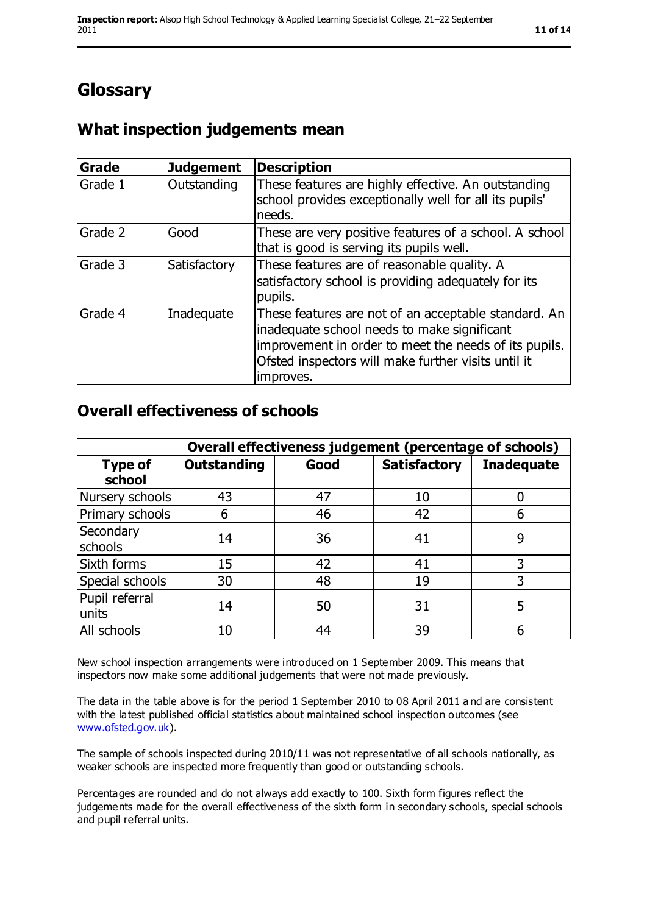# Glossary

## What inspection judgements mean

| Grade | Judgement | Description |
| --- | --- | --- |
| Grade 1 | Outstanding | These features are highly effective. An outstanding school provides exceptionally well for all its pupils' needs. |
| Grade 2 | Good | These are very positive features of a school. A school that is good is serving its pupils well. |
| Grade 3 | Satisfactory | These features are of reasonable quality. A satisfactory school is providing adequately for its pupils. |
| Grade 4 | Inadequate | These features are not of an acceptable standard. An inadequate school needs to make significant improvement in order to meet the needs of its pupils. Ofsted inspectors will make further visits until it improves. |

## Overall effectiveness of schools

| | Overall effectiveness judgement (percentage of schools) | | | |
| --- | --- | --- | --- | --- |
| **Type of school** | **Outstanding** | **Good** | **Satisfactory** | **Inadequate** |
| Nursery schools | 43 | 47 | 10 | 0 |
| Primary schools | 6 | 46 | 42 | 6 |
| Secondary schools | 14 | 36 | 41 | 9 |
| Sixth forms | 15 | 42 | 41 | 3 |
| Special schools | 30 | 48 | 19 | 3 |
| Pupil referral units | 14 | 50 | 31 | 5 |
| All schools | 10 | 44 | 39 | 6 |

New school inspection arrangements were introduced on 1 September 2009. This means that inspectors now make some additional judgements that were not made previously.

The data in the table above is for the period 1 September 2010 to 08 April 2011 and are consistent with the latest published official statistics about maintained school inspection outcomes (see www.ofsted.gov.uk).

The sample of schools inspected during 2010/11 was not representative of all schools nationally, as weaker schools are inspected more frequently than good or outstanding schools.

Percentages are rounded and do not always add exactly to 100. Sixth form figures reflect the judgements made for the overall effectiveness of the sixth form in secondary schools, special schools and pupil referral units.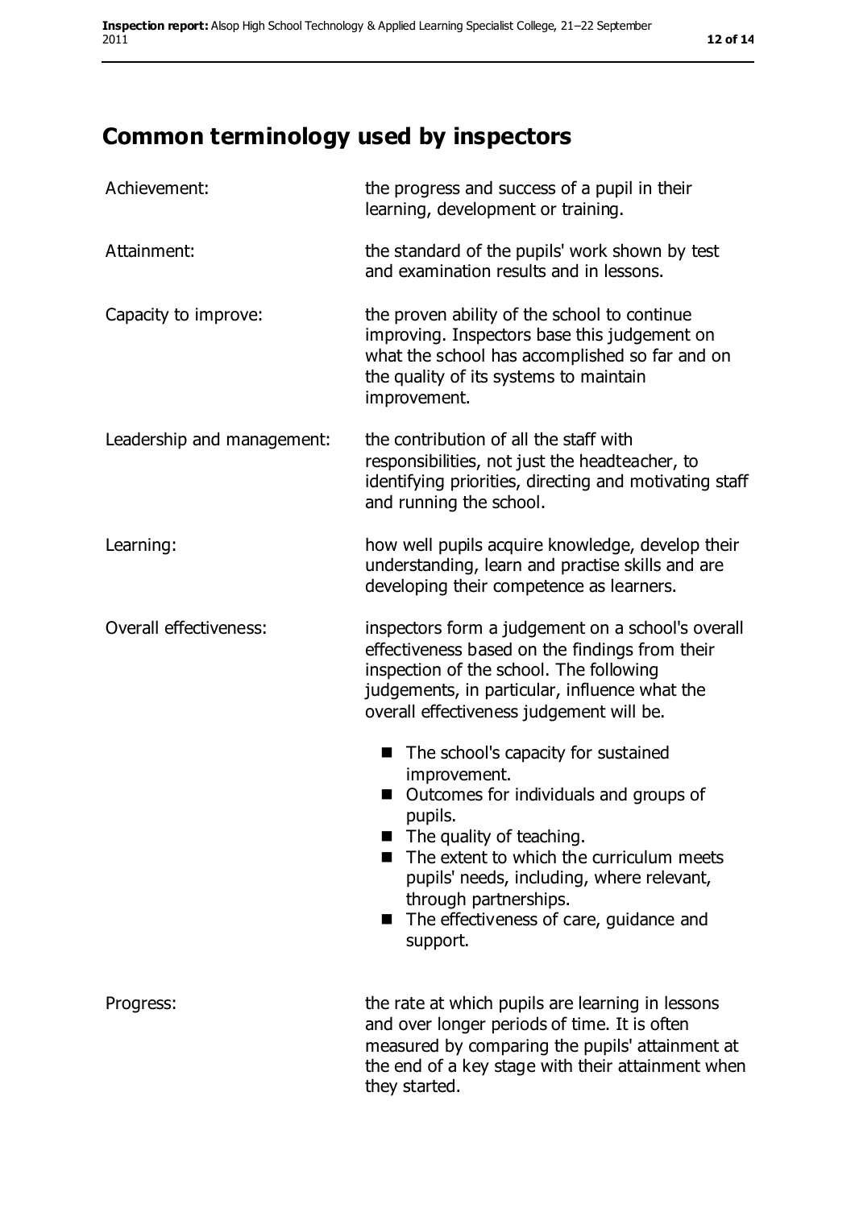# Common terminology used by inspectors

| | |
|---|---|
| Achievement: | the progress and success of a pupil in their learning, development or training. |
| Attainment: | the standard of the pupils' work shown by test and examination results and in lessons. |
| Capacity to improve: | the proven ability of the school to continue improving. Inspectors base this judgement on what the school has accomplished so far and on the quality of its systems to maintain improvement. |
| Leadership and management: | the contribution of all the staff with responsibilities, not just the headteacher, to identifying priorities, directing and motivating staff and running the school. |
| Learning: | how well pupils acquire knowledge, develop their understanding, learn and practise skills and are developing their competence as learners. |
| Overall effectiveness: | inspectors form a judgement on a school's overall effectiveness based on the findings from their inspection of the school. The following judgements, in particular, influence what the overall effectiveness judgement will be.<br>■ The school's capacity for sustained improvement.<br>■ Outcomes for individuals and groups of pupils.<br>■ The quality of teaching.<br>■ The extent to which the curriculum meets pupils' needs, including, where relevant, through partnerships.<br>■ The effectiveness of care, guidance and support. |
| Progress: | the rate at which pupils are learning in lessons and over longer periods of time. It is often measured by comparing the pupils' attainment at the end of a key stage with their attainment when they started. |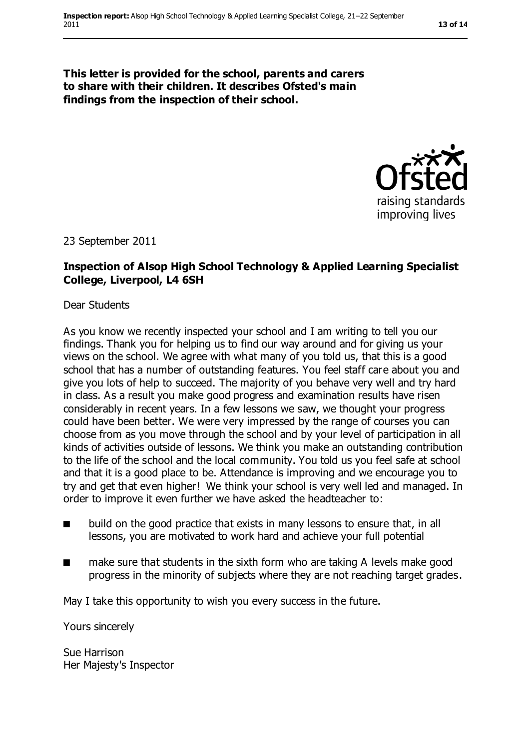**This letter is provided for the school, parents and carers to share with their children. It describes Ofsted's main findings from the inspection of their school.**

23 September 2011

**Inspection of Alsop High School Technology & Applied Learning Specialist College, Liverpool, L4 6SH**

Dear Students

As you know we recently inspected your school and I am writing to tell you our findings. Thank you for helping us to find our way around and for giving us your views on the school. We agree with what many of you told us, that this is a good school that has a number of outstanding features. You feel staff care about you and give you lots of help to succeed. The majority of you behave very well and try hard in class. As a result you make good progress and examination results have risen considerably in recent years. In a few lessons we saw, we thought your progress could have been better. We were very impressed by the range of courses you can choose from as you move through the school and by your level of participation in all kinds of activities outside of lessons. We think you make an outstanding contribution to the life of the school and the local community. You told us you feel safe at school and that it is a good place to be. Attendance is improving and we encourage you to try and get that even higher! We think your school is very well led and managed. In order to improve it even further we have asked the headteacher to:

- build on the good practice that exists in many lessons to ensure that, in all lessons, you are motivated to work hard and achieve your full potential
- make sure that students in the sixth form who are taking A levels make good progress in the minority of subjects where they are not reaching target grades.

May I take this opportunity to wish you every success in the future.

Yours sincerely

Sue Harrison
Her Majesty's Inspector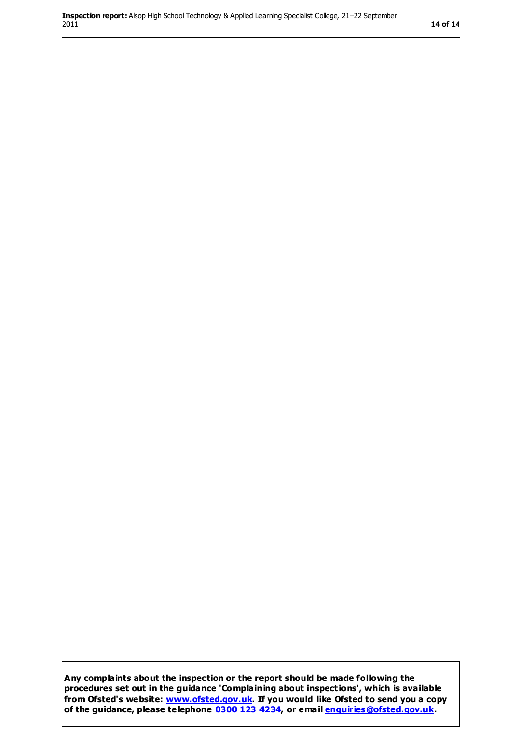**Any complaints about the inspection or the report should be made following the procedures set out in the guidance 'Complaining about inspections', which is available from Ofsted's website: www.ofsted.gov.uk. If you would like Ofsted to send you a copy of the guidance, please telephone 0300 123 4234, or email enquiries@ofsted.gov.uk.**